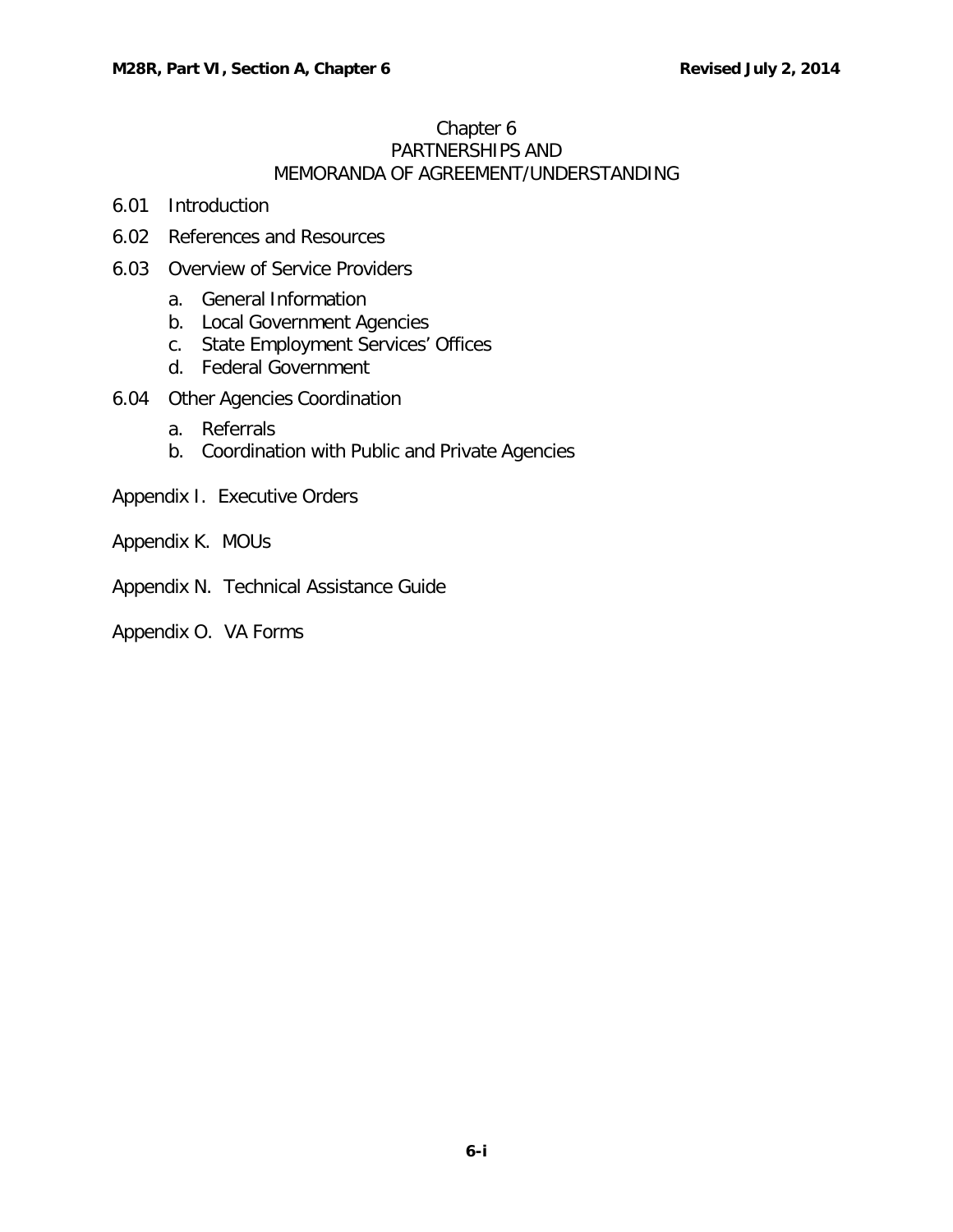# Chapter 6
# PARTNERSHIPS AND MEMORANDA OF AGREEMENT/UNDERSTANDING

6.01 Introduction

6.02 References and Resources

6.03 Overview of Service Providers

- a. General Information
- b. Local Government Agencies
- c. State Employment Services' Offices
- d. Federal Government

6.04 Other Agencies Coordination

- a. Referrals
- b. Coordination with Public and Private Agencies

Appendix I. Executive Orders

Appendix K. MOUs

Appendix N. Technical Assistance Guide

Appendix O. VA Forms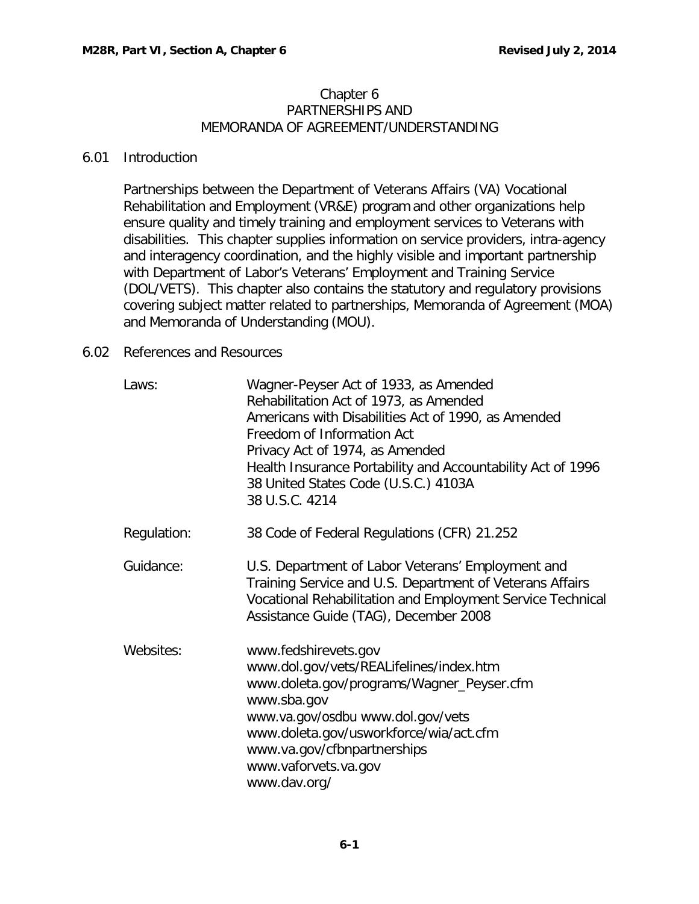# Chapter 6
# PARTNERSHIPS AND MEMORANDA OF AGREEMENT/UNDERSTANDING

## 6.01 Introduction

Partnerships between the Department of Veterans Affairs (VA) Vocational Rehabilitation and Employment (VR&E) program and other organizations help ensure quality and timely training and employment services to Veterans with disabilities. This chapter supplies information on service providers, intra-agency and interagency coordination, and the highly visible and important partnership with Department of Labor's Veterans' Employment and Training Service (DOL/VETS). This chapter also contains the statutory and regulatory provisions covering subject matter related to partnerships, Memoranda of Agreement (MOA) and Memoranda of Understanding (MOU).

## 6.02 References and Resources

| | |
|---|---|
| Laws: | Wagner-Peyser Act of 1933, as Amended<br>Rehabilitation Act of 1973, as Amended<br>Americans with Disabilities Act of 1990, as Amended<br>Freedom of Information Act<br>Privacy Act of 1974, as Amended<br>Health Insurance Portability and Accountability Act of 1996<br>38 United States Code (U.S.C.) 4103A<br>38 U.S.C. 4214 |
| Regulation: | 38 Code of Federal Regulations (CFR) 21.252 |
| Guidance: | U.S. Department of Labor Veterans' Employment and Training Service and U.S. Department of Veterans Affairs Vocational Rehabilitation and Employment Service Technical Assistance Guide (TAG), December 2008 |
| Websites: | www.fedshirevets.gov<br>www.dol.gov/vets/REALifelines/index.htm<br>www.doleta.gov/programs/Wagner_Peyser.cfm<br>www.sba.gov<br>www.va.gov/osdbu www.dol.gov/vets<br>www.doleta.gov/usworkforce/wia/act.cfm<br>www.va.gov/cfbnpartnerships<br>www.vaforvets.va.gov<br>www.dav.org/ |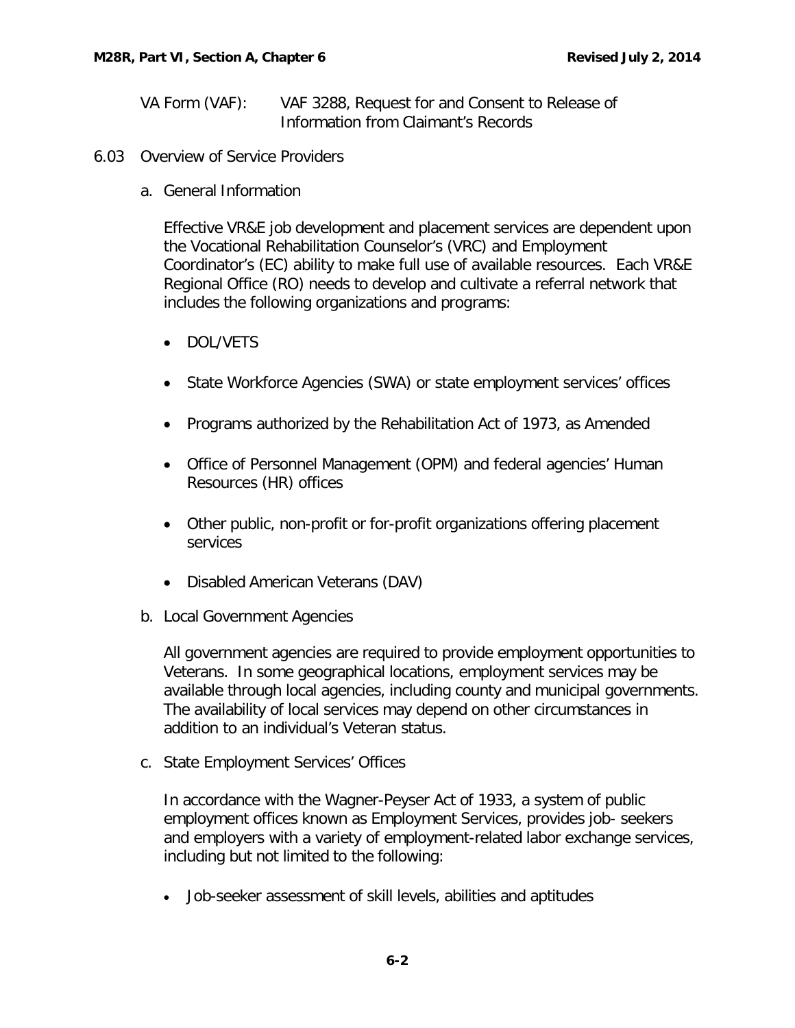VA Form (VAF): VAF 3288, Request for and Consent to Release of Information from Claimant's Records

## 6.03 Overview of Service Providers

### a. General Information

Effective VR&E job development and placement services are dependent upon the Vocational Rehabilitation Counselor's (VRC) and Employment Coordinator's (EC) ability to make full use of available resources. Each VR&E Regional Office (RO) needs to develop and cultivate a referral network that includes the following organizations and programs:

- DOL/VETS
- State Workforce Agencies (SWA) or state employment services' offices
- Programs authorized by the Rehabilitation Act of 1973, as Amended
- Office of Personnel Management (OPM) and federal agencies' Human Resources (HR) offices
- Other public, non-profit or for-profit organizations offering placement services
- Disabled American Veterans (DAV)

### b. Local Government Agencies

All government agencies are required to provide employment opportunities to Veterans. In some geographical locations, employment services may be available through local agencies, including county and municipal governments. The availability of local services may depend on other circumstances in addition to an individual's Veteran status.

### c. State Employment Services' Offices

In accordance with the Wagner-Peyser Act of 1933, a system of public employment offices known as Employment Services, provides job- seekers and employers with a variety of employment-related labor exchange services, including but not limited to the following:

- Job-seeker assessment of skill levels, abilities and aptitudes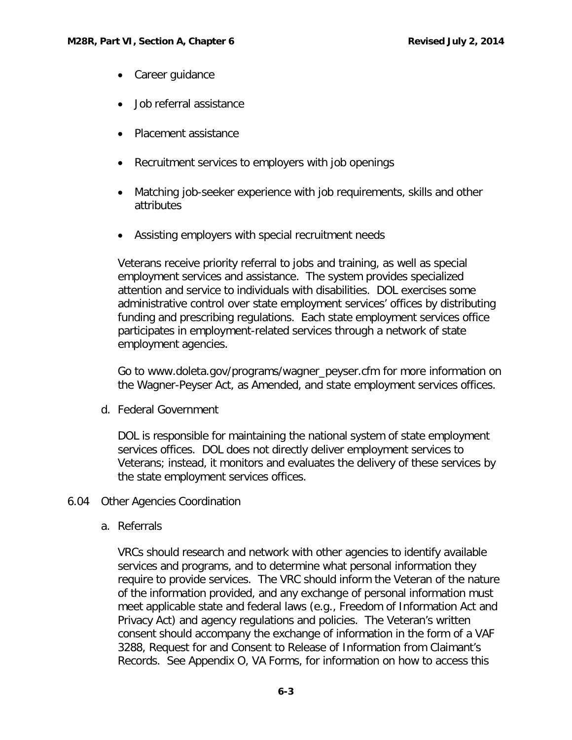- Career guidance
- Job referral assistance
- Placement assistance
- Recruitment services to employers with job openings
- Matching job-seeker experience with job requirements, skills and other attributes
- Assisting employers with special recruitment needs

Veterans receive priority referral to jobs and training, as well as special employment services and assistance. The system provides specialized attention and service to individuals with disabilities. DOL exercises some administrative control over state employment services' offices by distributing funding and prescribing regulations. Each state employment services office participates in employment-related services through a network of state employment agencies.

Go to www.doleta.gov/programs/wagner_peyser.cfm for more information on the Wagner-Peyser Act, as Amended, and state employment services offices.

d. Federal Government

DOL is responsible for maintaining the national system of state employment services offices. DOL does not directly deliver employment services to Veterans; instead, it monitors and evaluates the delivery of these services by the state employment services offices.

## 6.04 Other Agencies Coordination

a. Referrals

VRCs should research and network with other agencies to identify available services and programs, and to determine what personal information they require to provide services. The VRC should inform the Veteran of the nature of the information provided, and any exchange of personal information must meet applicable state and federal laws (e.g., Freedom of Information Act and Privacy Act) and agency regulations and policies. The Veteran's written consent should accompany the exchange of information in the form of a VAF 3288, Request for and Consent to Release of Information from Claimant's Records. See Appendix O, VA Forms, for information on how to access this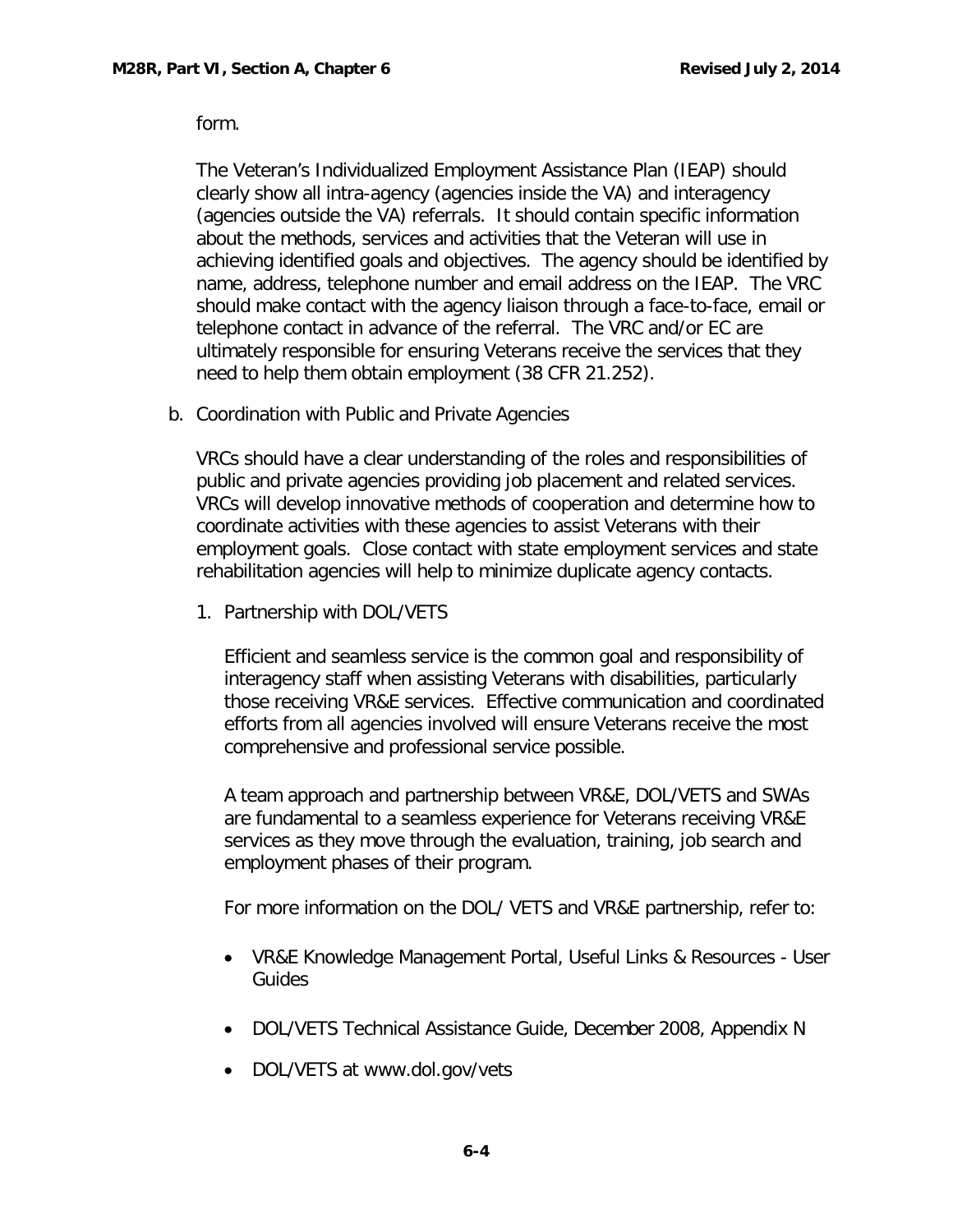form.

The Veteran's Individualized Employment Assistance Plan (IEAP) should clearly show all intra-agency (agencies inside the VA) and interagency (agencies outside the VA) referrals. It should contain specific information about the methods, services and activities that the Veteran will use in achieving identified goals and objectives. The agency should be identified by name, address, telephone number and email address on the IEAP. The VRC should make contact with the agency liaison through a face-to-face, email or telephone contact in advance of the referral. The VRC and/or EC are ultimately responsible for ensuring Veterans receive the services that they need to help them obtain employment (38 CFR 21.252).

b. Coordination with Public and Private Agencies

VRCs should have a clear understanding of the roles and responsibilities of public and private agencies providing job placement and related services. VRCs will develop innovative methods of cooperation and determine how to coordinate activities with these agencies to assist Veterans with their employment goals. Close contact with state employment services and state rehabilitation agencies will help to minimize duplicate agency contacts.

1. Partnership with DOL/VETS

Efficient and seamless service is the common goal and responsibility of interagency staff when assisting Veterans with disabilities, particularly those receiving VR&E services. Effective communication and coordinated efforts from all agencies involved will ensure Veterans receive the most comprehensive and professional service possible.

A team approach and partnership between VR&E, DOL/VETS and SWAs are fundamental to a seamless experience for Veterans receiving VR&E services as they move through the evaluation, training, job search and employment phases of their program.

For more information on the DOL/ VETS and VR&E partnership, refer to:

- VR&E Knowledge Management Portal, Useful Links & Resources - User Guides
- DOL/VETS Technical Assistance Guide, December 2008, Appendix N
- DOL/VETS at www.dol.gov/vets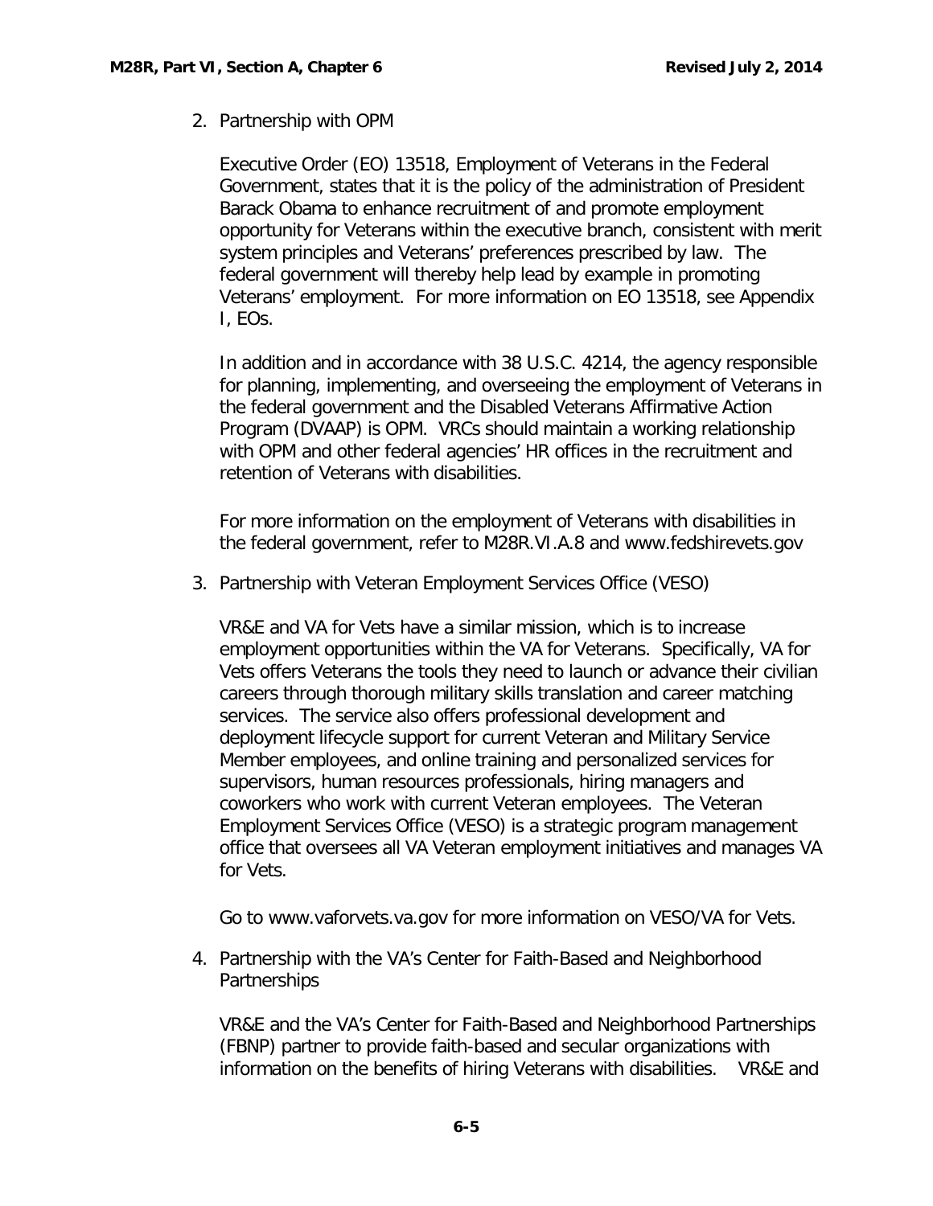2. Partnership with OPM

   Executive Order (EO) 13518, Employment of Veterans in the Federal Government, states that it is the policy of the administration of President Barack Obama to enhance recruitment of and promote employment opportunity for Veterans within the executive branch, consistent with merit system principles and Veterans' preferences prescribed by law. The federal government will thereby help lead by example in promoting Veterans' employment. For more information on EO 13518, see Appendix I, EOs.

   In addition and in accordance with 38 U.S.C. 4214, the agency responsible for planning, implementing, and overseeing the employment of Veterans in the federal government and the Disabled Veterans Affirmative Action Program (DVAAP) is OPM. VRCs should maintain a working relationship with OPM and other federal agencies' HR offices in the recruitment and retention of Veterans with disabilities.

   For more information on the employment of Veterans with disabilities in the federal government, refer to M28R.VI.A.8 and www.fedshirevets.gov

3. Partnership with Veteran Employment Services Office (VESO)

   VR&E and VA for Vets have a similar mission, which is to increase employment opportunities within the VA for Veterans. Specifically, VA for Vets offers Veterans the tools they need to launch or advance their civilian careers through thorough military skills translation and career matching services. The service also offers professional development and deployment lifecycle support for current Veteran and Military Service Member employees, and online training and personalized services for supervisors, human resources professionals, hiring managers and coworkers who work with current Veteran employees. The Veteran Employment Services Office (VESO) is a strategic program management office that oversees all VA Veteran employment initiatives and manages VA for Vets.

   Go to www.vaforvets.va.gov for more information on VESO/VA for Vets.

4. Partnership with the VA's Center for Faith-Based and Neighborhood Partnerships

   VR&E and the VA's Center for Faith-Based and Neighborhood Partnerships (FBNP) partner to provide faith-based and secular organizations with information on the benefits of hiring Veterans with disabilities. VR&E and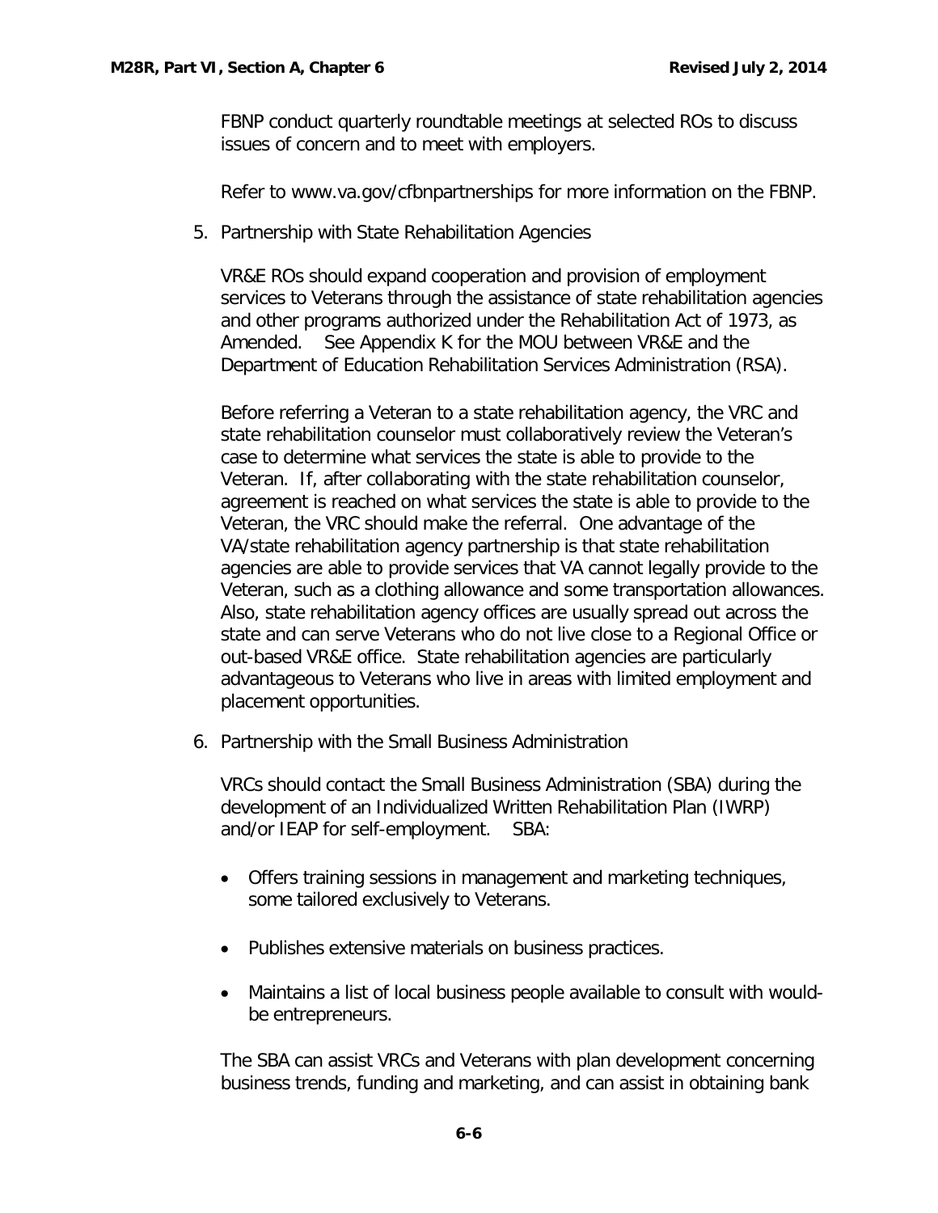FBNP conduct quarterly roundtable meetings at selected ROs to discuss issues of concern and to meet with employers.

Refer to www.va.gov/cfbnpartnerships for more information on the FBNP.

5. Partnership with State Rehabilitation Agencies

VR&E ROs should expand cooperation and provision of employment services to Veterans through the assistance of state rehabilitation agencies and other programs authorized under the Rehabilitation Act of 1973, as Amended. See Appendix K for the MOU between VR&E and the Department of Education Rehabilitation Services Administration (RSA).

Before referring a Veteran to a state rehabilitation agency, the VRC and state rehabilitation counselor must collaboratively review the Veteran's case to determine what services the state is able to provide to the Veteran. If, after collaborating with the state rehabilitation counselor, agreement is reached on what services the state is able to provide to the Veteran, the VRC should make the referral. One advantage of the VA/state rehabilitation agency partnership is that state rehabilitation agencies are able to provide services that VA cannot legally provide to the Veteran, such as a clothing allowance and some transportation allowances. Also, state rehabilitation agency offices are usually spread out across the state and can serve Veterans who do not live close to a Regional Office or out-based VR&E office. State rehabilitation agencies are particularly advantageous to Veterans who live in areas with limited employment and placement opportunities.

6. Partnership with the Small Business Administration

VRCs should contact the Small Business Administration (SBA) during the development of an Individualized Written Rehabilitation Plan (IWRP) and/or IEAP for self-employment. SBA:

- Offers training sessions in management and marketing techniques, some tailored exclusively to Veterans.
- Publishes extensive materials on business practices.
- Maintains a list of local business people available to consult with would-be entrepreneurs.

The SBA can assist VRCs and Veterans with plan development concerning business trends, funding and marketing, and can assist in obtaining bank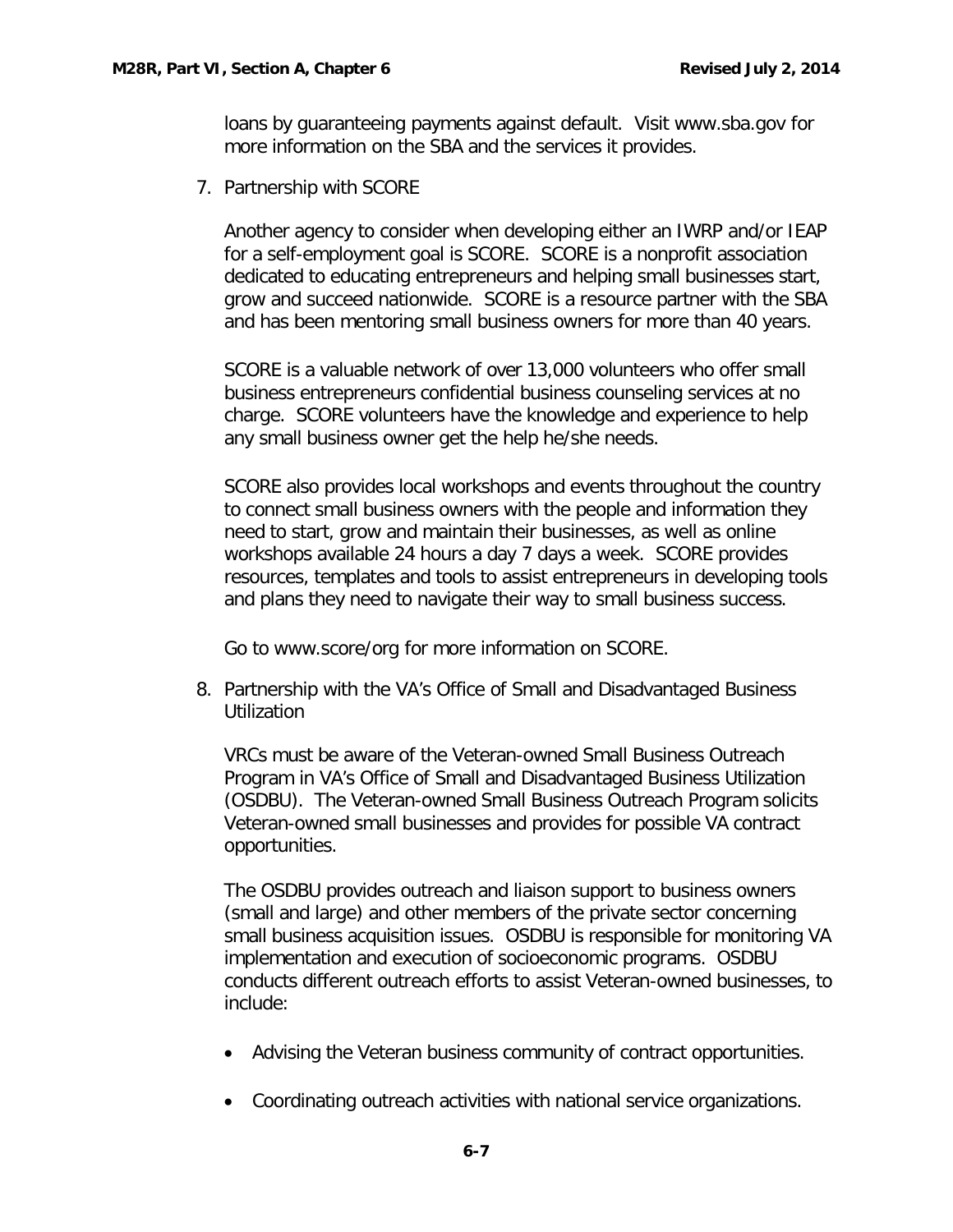loans by guaranteeing payments against default. Visit www.sba.gov for more information on the SBA and the services it provides.

7. Partnership with SCORE

   Another agency to consider when developing either an IWRP and/or IEAP for a self-employment goal is SCORE. SCORE is a nonprofit association dedicated to educating entrepreneurs and helping small businesses start, grow and succeed nationwide. SCORE is a resource partner with the SBA and has been mentoring small business owners for more than 40 years.

   SCORE is a valuable network of over 13,000 volunteers who offer small business entrepreneurs confidential business counseling services at no charge. SCORE volunteers have the knowledge and experience to help any small business owner get the help he/she needs.

   SCORE also provides local workshops and events throughout the country to connect small business owners with the people and information they need to start, grow and maintain their businesses, as well as online workshops available 24 hours a day 7 days a week. SCORE provides resources, templates and tools to assist entrepreneurs in developing tools and plans they need to navigate their way to small business success.

   Go to www.score/org for more information on SCORE.

8. Partnership with the VA's Office of Small and Disadvantaged Business Utilization

   VRCs must be aware of the Veteran-owned Small Business Outreach Program in VA's Office of Small and Disadvantaged Business Utilization (OSDBU). The Veteran-owned Small Business Outreach Program solicits Veteran-owned small businesses and provides for possible VA contract opportunities.

   The OSDBU provides outreach and liaison support to business owners (small and large) and other members of the private sector concerning small business acquisition issues. OSDBU is responsible for monitoring VA implementation and execution of socioeconomic programs. OSDBU conducts different outreach efforts to assist Veteran-owned businesses, to include:

   - Advising the Veteran business community of contract opportunities.

   - Coordinating outreach activities with national service organizations.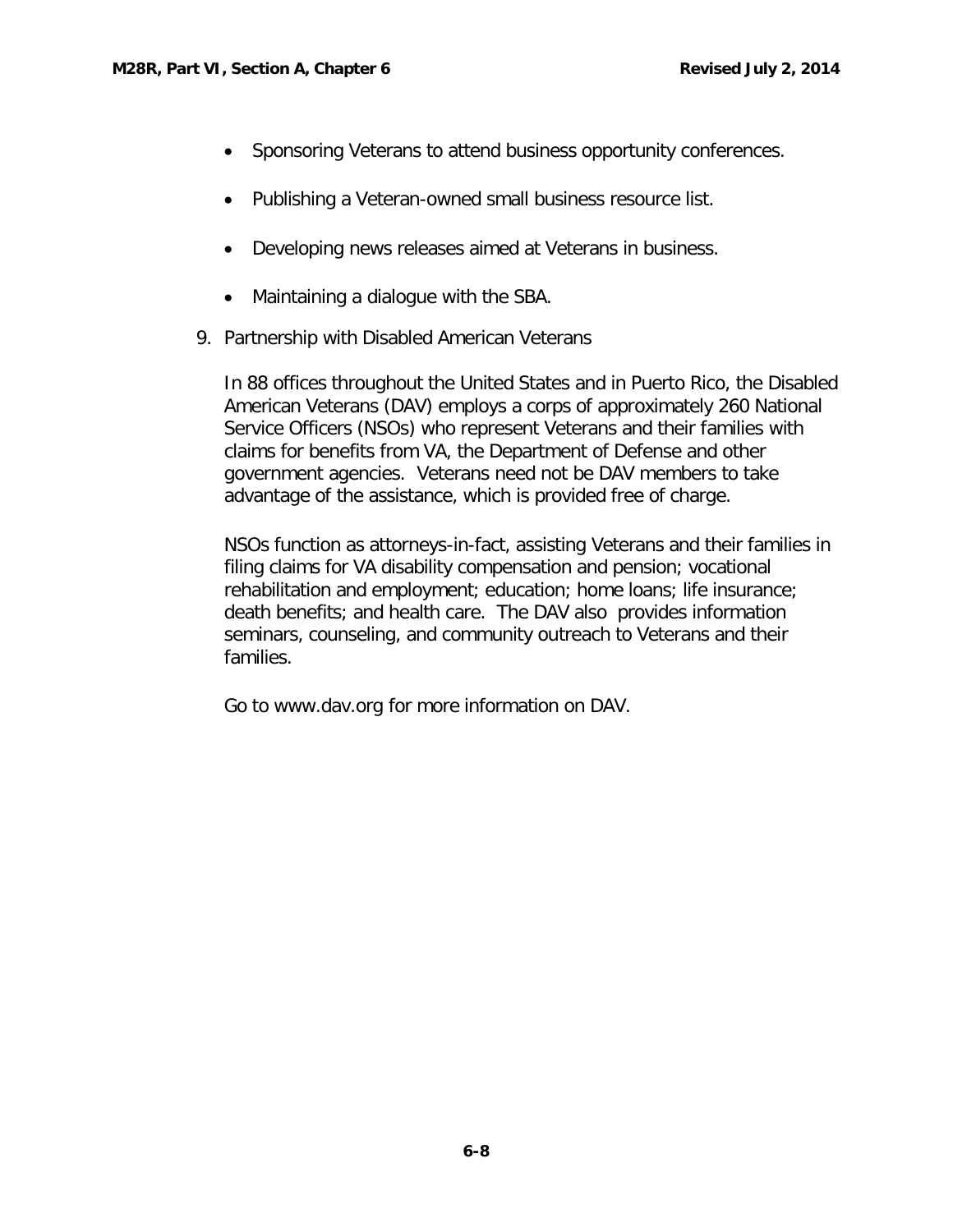- Sponsoring Veterans to attend business opportunity conferences.
- Publishing a Veteran-owned small business resource list.
- Developing news releases aimed at Veterans in business.
- Maintaining a dialogue with the SBA.

9. Partnership with Disabled American Veterans

   In 88 offices throughout the United States and in Puerto Rico, the Disabled American Veterans (DAV) employs a corps of approximately 260 National Service Officers (NSOs) who represent Veterans and their families with claims for benefits from VA, the Department of Defense and other government agencies. Veterans need not be DAV members to take advantage of the assistance, which is provided free of charge.

   NSOs function as attorneys-in-fact, assisting Veterans and their families in filing claims for VA disability compensation and pension; vocational rehabilitation and employment; education; home loans; life insurance; death benefits; and health care. The DAV also provides information seminars, counseling, and community outreach to Veterans and their families.

   Go to www.dav.org for more information on DAV.